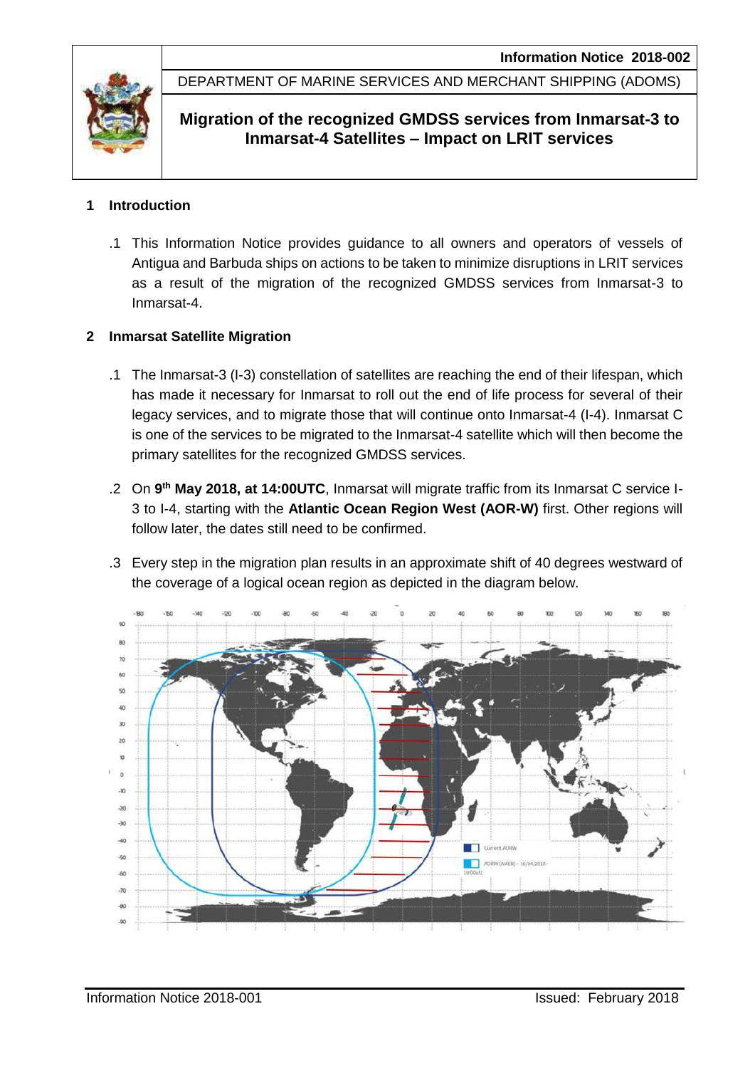**Information Notice 2018-002**

DEPARTMENT OF MARINE SERVICES AND MERCHANT SHIPPING (ADOMS)

# Migration of the recognized GMDSS services from Inmarsat-3 to Inmarsat-4 Satellites – Impact on LRIT services

## 1 Introduction

.1 This Information Notice provides guidance to all owners and operators of vessels of Antigua and Barbuda ships on actions to be taken to minimize disruptions in LRIT services as a result of the migration of the recognized GMDSS services from Inmarsat-3 to Inmarsat-4.

## 2 Inmarsat Satellite Migration

.1 The Inmarsat-3 (I-3) constellation of satellites are reaching the end of their lifespan, which has made it necessary for Inmarsat to roll out the end of life process for several of their legacy services, and to migrate those that will continue onto Inmarsat-4 (I-4). Inmarsat C is one of the services to be migrated to the Inmarsat-4 satellite which will then become the primary satellites for the recognized GMDSS services.

.2 On **9th May 2018, at 14:00UTC**, Inmarsat will migrate traffic from its Inmarsat C service I-3 to I-4, starting with the **Atlantic Ocean Region West (AOR-W)** first. Other regions will follow later, the dates still need to be confirmed.

.3 Every step in the migration plan results in an approximate shift of 40 degrees westward of the coverage of a logical ocean region as depicted in the diagram below.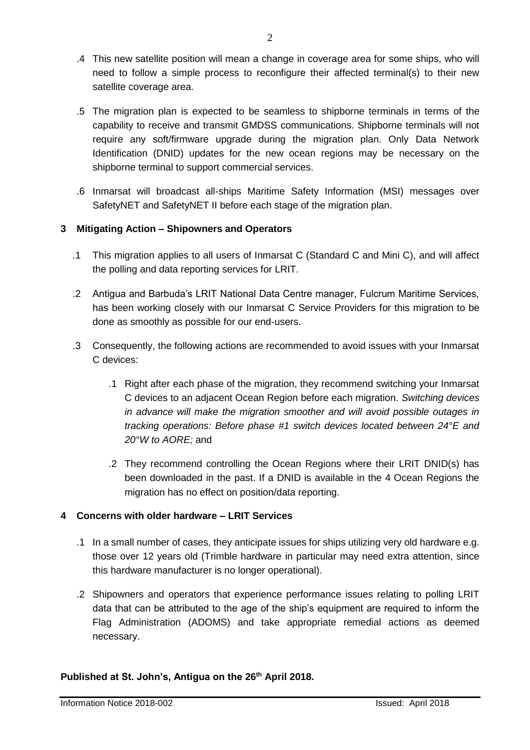.4 This new satellite position will mean a change in coverage area for some ships, who will need to follow a simple process to reconfigure their affected terminal(s) to their new satellite coverage area.

.5 The migration plan is expected to be seamless to shipborne terminals in terms of the capability to receive and transmit GMDSS communications. Shipborne terminals will not require any soft/firmware upgrade during the migration plan. Only Data Network Identification (DNID) updates for the new ocean regions may be necessary on the shipborne terminal to support commercial services.

.6 Inmarsat will broadcast all-ships Maritime Safety Information (MSI) messages over SafetyNET and SafetyNET II before each stage of the migration plan.

## 3 Mitigating Action – Shipowners and Operators

.1 This migration applies to all users of Inmarsat C (Standard C and Mini C), and will affect the polling and data reporting services for LRIT.

.2 Antigua and Barbuda's LRIT National Data Centre manager, Fulcrum Maritime Services, has been working closely with our Inmarsat C Service Providers for this migration to be done as smoothly as possible for our end-users.

.3 Consequently, the following actions are recommended to avoid issues with your Inmarsat C devices:

  .1 Right after each phase of the migration, they recommend switching your Inmarsat C devices to an adjacent Ocean Region before each migration. *Switching devices in advance will make the migration smoother and will avoid possible outages in tracking operations: Before phase #1 switch devices located between 24°E and 20°W to AORE;* and

  .2 They recommend controlling the Ocean Regions where their LRIT DNID(s) has been downloaded in the past. If a DNID is available in the 4 Ocean Regions the migration has no effect on position/data reporting.

## 4 Concerns with older hardware – LRIT Services

.1 In a small number of cases, they anticipate issues for ships utilizing very old hardware e.g. those over 12 years old (Trimble hardware in particular may need extra attention, since this hardware manufacturer is no longer operational).

.2 Shipowners and operators that experience performance issues relating to polling LRIT data that can be attributed to the age of the ship's equipment are required to inform the Flag Administration (ADOMS) and take appropriate remedial actions as deemed necessary.

**Published at St. John's, Antigua on the 26th April 2018.**

Information Notice 2018-002 Issued: April 2018